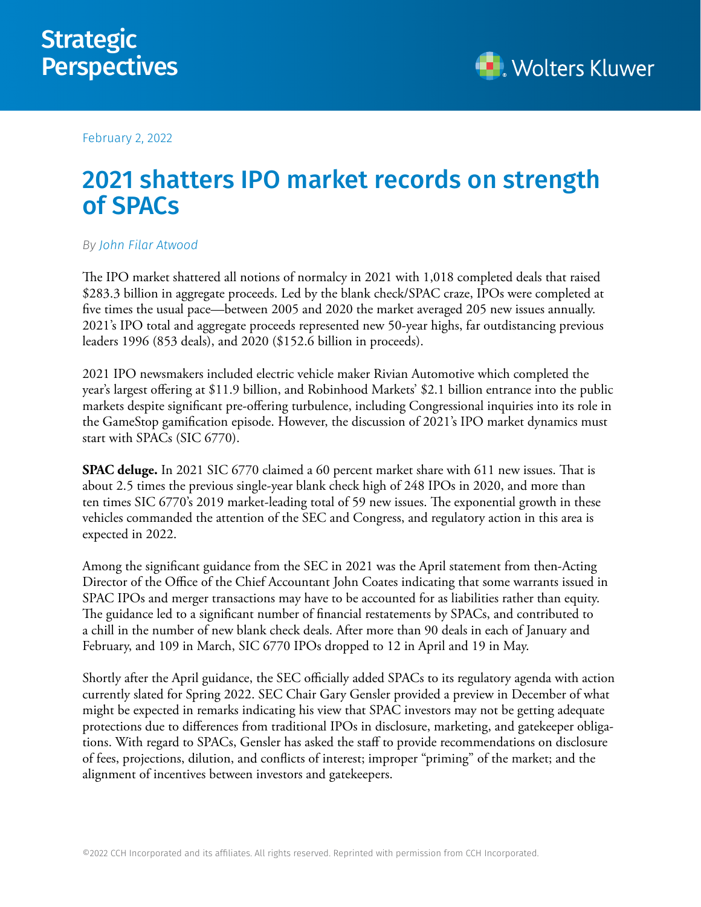Strategic Perspectives

February 2, 2022

# 2021 shatters IPO market records on strength of SPACs

*By John Filar Atwood*

The IPO market shattered all notions of normalcy in 2021 with 1,018 completed deals that raised $283.3 billion in aggregate proceeds. Led by the blank check/SPAC craze, IPOs were completed at five times the usual pace—between 2005 and 2020 the market averaged 205 new issues annually. 2021's IPO total and aggregate proceeds represented new 50-year highs, far outdistancing previous leaders 1996 (853 deals), and 2020 ($152.6 billion in proceeds).

2021 IPO newsmakers included electric vehicle maker Rivian Automotive which completed the year's largest offering at $11.9 billion, and Robinhood Markets' $2.1 billion entrance into the public markets despite significant pre-offering turbulence, including Congressional inquiries into its role in the GameStop gamification episode. However, the discussion of 2021's IPO market dynamics must start with SPACs (SIC 6770).

**SPAC deluge.** In 2021 SIC 6770 claimed a 60 percent market share with 611 new issues. That is about 2.5 times the previous single-year blank check high of 248 IPOs in 2020, and more than ten times SIC 6770's 2019 market-leading total of 59 new issues. The exponential growth in these vehicles commanded the attention of the SEC and Congress, and regulatory action in this area is expected in 2022.

Among the significant guidance from the SEC in 2021 was the April statement from then-Acting Director of the Office of the Chief Accountant John Coates indicating that some warrants issued in SPAC IPOs and merger transactions may have to be accounted for as liabilities rather than equity. The guidance led to a significant number of financial restatements by SPACs, and contributed to a chill in the number of new blank check deals. After more than 90 deals in each of January and February, and 109 in March, SIC 6770 IPOs dropped to 12 in April and 19 in May.

Shortly after the April guidance, the SEC officially added SPACs to its regulatory agenda with action currently slated for Spring 2022. SEC Chair Gary Gensler provided a preview in December of what might be expected in remarks indicating his view that SPAC investors may not be getting adequate protections due to differences from traditional IPOs in disclosure, marketing, and gatekeeper obligations. With regard to SPACs, Gensler has asked the staff to provide recommendations on disclosure of fees, projections, dilution, and conflicts of interest; improper "priming" of the market; and the alignment of incentives between investors and gatekeepers.

©2022 CCH Incorporated and its affiliates. All rights reserved. Reprinted with permission from CCH Incorporated.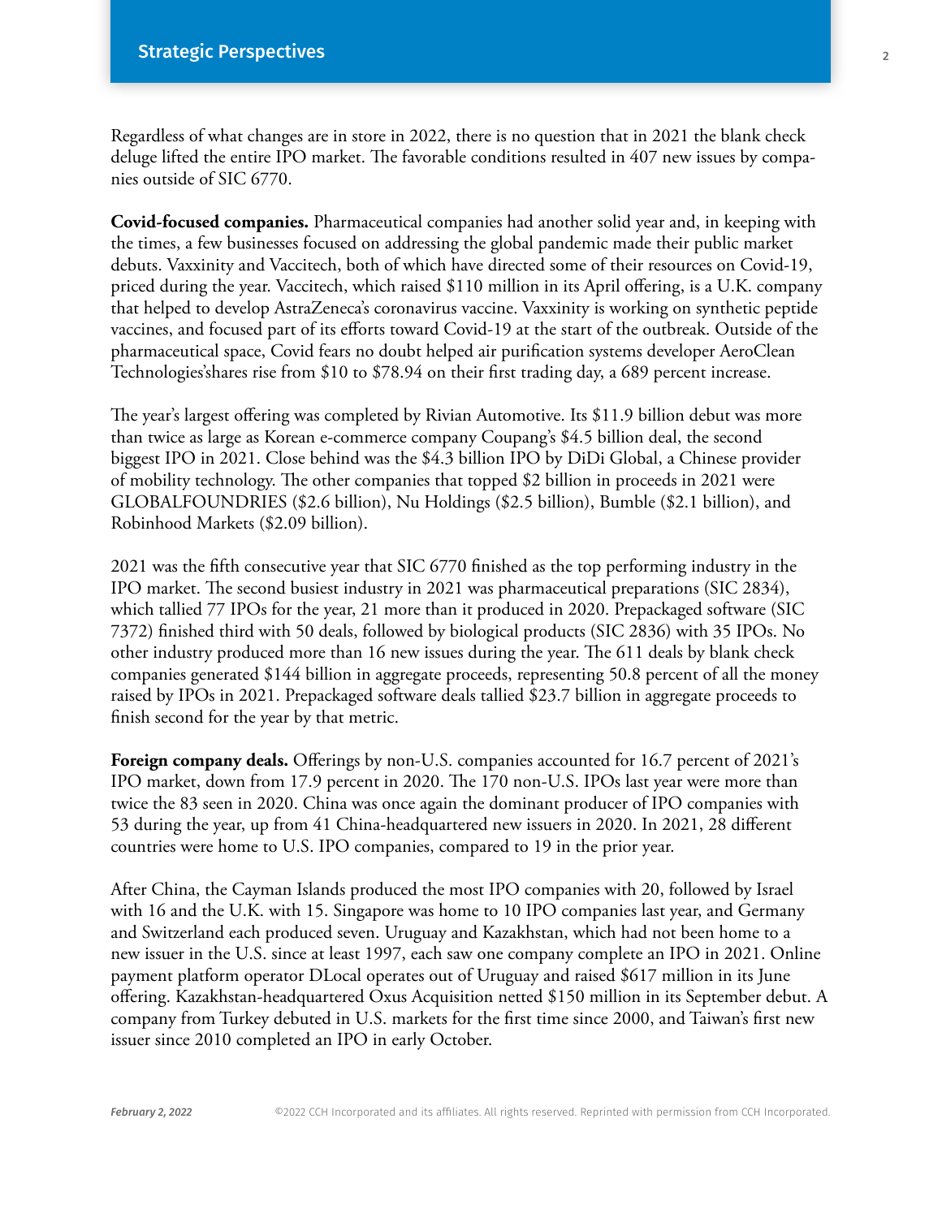Regardless of what changes are in store in 2022, there is no question that in 2021 the blank check deluge lifted the entire IPO market. The favorable conditions resulted in 407 new issues by companies outside of SIC 6770.

**Covid-focused companies.** Pharmaceutical companies had another solid year and, in keeping with the times, a few businesses focused on addressing the global pandemic made their public market debuts. Vaxxinity and Vaccitech, both of which have directed some of their resources on Covid-19, priced during the year. Vaccitech, which raised $110 million in its April offering, is a U.K. company that helped to develop AstraZeneca's coronavirus vaccine. Vaxxinity is working on synthetic peptide vaccines, and focused part of its efforts toward Covid-19 at the start of the outbreak. Outside of the pharmaceutical space, Covid fears no doubt helped air purification systems developer AeroClean Technologies'shares rise from $10 to $78.94 on their first trading day, a 689 percent increase.

The year's largest offering was completed by Rivian Automotive. Its $11.9 billion debut was more than twice as large as Korean e-commerce company Coupang's $4.5 billion deal, the second biggest IPO in 2021. Close behind was the $4.3 billion IPO by DiDi Global, a Chinese provider of mobility technology. The other companies that topped $2 billion in proceeds in 2021 were GLOBALFOUNDRIES ($2.6 billion), Nu Holdings ($2.5 billion), Bumble ($2.1 billion), and Robinhood Markets ($2.09 billion).

2021 was the fifth consecutive year that SIC 6770 finished as the top performing industry in the IPO market. The second busiest industry in 2021 was pharmaceutical preparations (SIC 2834), which tallied 77 IPOs for the year, 21 more than it produced in 2020. Prepackaged software (SIC 7372) finished third with 50 deals, followed by biological products (SIC 2836) with 35 IPOs. No other industry produced more than 16 new issues during the year. The 611 deals by blank check companies generated $144 billion in aggregate proceeds, representing 50.8 percent of all the money raised by IPOs in 2021. Prepackaged software deals tallied $23.7 billion in aggregate proceeds to finish second for the year by that metric.

**Foreign company deals.** Offerings by non-U.S. companies accounted for 16.7 percent of 2021's IPO market, down from 17.9 percent in 2020. The 170 non-U.S. IPOs last year were more than twice the 83 seen in 2020. China was once again the dominant producer of IPO companies with 53 during the year, up from 41 China-headquartered new issuers in 2020. In 2021, 28 different countries were home to U.S. IPO companies, compared to 19 in the prior year.

After China, the Cayman Islands produced the most IPO companies with 20, followed by Israel with 16 and the U.K. with 15. Singapore was home to 10 IPO companies last year, and Germany and Switzerland each produced seven. Uruguay and Kazakhstan, which had not been home to a new issuer in the U.S. since at least 1997, each saw one company complete an IPO in 2021. Online payment platform operator DLocal operates out of Uruguay and raised $617 million in its June offering. Kazakhstan-headquartered Oxus Acquisition netted $150 million in its September debut. A company from Turkey debuted in U.S. markets for the first time since 2000, and Taiwan's first new issuer since 2010 completed an IPO in early October.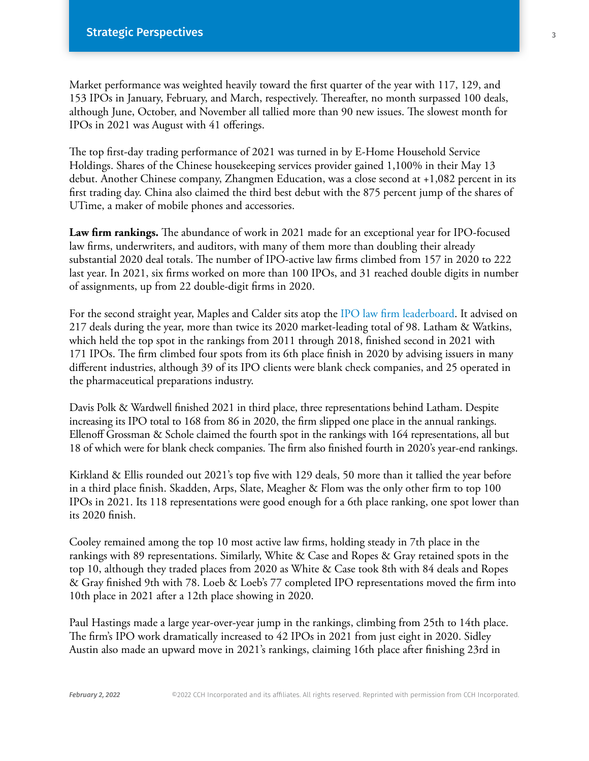Market performance was weighted heavily toward the first quarter of the year with 117, 129, and 153 IPOs in January, February, and March, respectively. Thereafter, no month surpassed 100 deals, although June, October, and November all tallied more than 90 new issues. The slowest month for IPOs in 2021 was August with 41 offerings.

The top first-day trading performance of 2021 was turned in by E-Home Household Service Holdings. Shares of the Chinese housekeeping services provider gained 1,100% in their May 13 debut. Another Chinese company, Zhangmen Education, was a close second at +1,082 percent in its first trading day. China also claimed the third best debut with the 875 percent jump of the shares of UTime, a maker of mobile phones and accessories.

**Law firm rankings.** The abundance of work in 2021 made for an exceptional year for IPO-focused law firms, underwriters, and auditors, with many of them more than doubling their already substantial 2020 deal totals. The number of IPO-active law firms climbed from 157 in 2020 to 222 last year. In 2021, six firms worked on more than 100 IPOs, and 31 reached double digits in number of assignments, up from 22 double-digit firms in 2020.

For the second straight year, Maples and Calder sits atop the IPO law firm leaderboard. It advised on 217 deals during the year, more than twice its 2020 market-leading total of 98. Latham & Watkins, which held the top spot in the rankings from 2011 through 2018, finished second in 2021 with 171 IPOs. The firm climbed four spots from its 6th place finish in 2020 by advising issuers in many different industries, although 39 of its IPO clients were blank check companies, and 25 operated in the pharmaceutical preparations industry.

Davis Polk & Wardwell finished 2021 in third place, three representations behind Latham. Despite increasing its IPO total to 168 from 86 in 2020, the firm slipped one place in the annual rankings. Ellenoff Grossman & Schole claimed the fourth spot in the rankings with 164 representations, all but 18 of which were for blank check companies. The firm also finished fourth in 2020's year-end rankings.

Kirkland & Ellis rounded out 2021's top five with 129 deals, 50 more than it tallied the year before in a third place finish. Skadden, Arps, Slate, Meagher & Flom was the only other firm to top 100 IPOs in 2021. Its 118 representations were good enough for a 6th place ranking, one spot lower than its 2020 finish.

Cooley remained among the top 10 most active law firms, holding steady in 7th place in the rankings with 89 representations. Similarly, White & Case and Ropes & Gray retained spots in the top 10, although they traded places from 2020 as White & Case took 8th with 84 deals and Ropes & Gray finished 9th with 78. Loeb & Loeb's 77 completed IPO representations moved the firm into 10th place in 2021 after a 12th place showing in 2020.

Paul Hastings made a large year-over-year jump in the rankings, climbing from 25th to 14th place. The firm's IPO work dramatically increased to 42 IPOs in 2021 from just eight in 2020. Sidley Austin also made an upward move in 2021's rankings, claiming 16th place after finishing 23rd in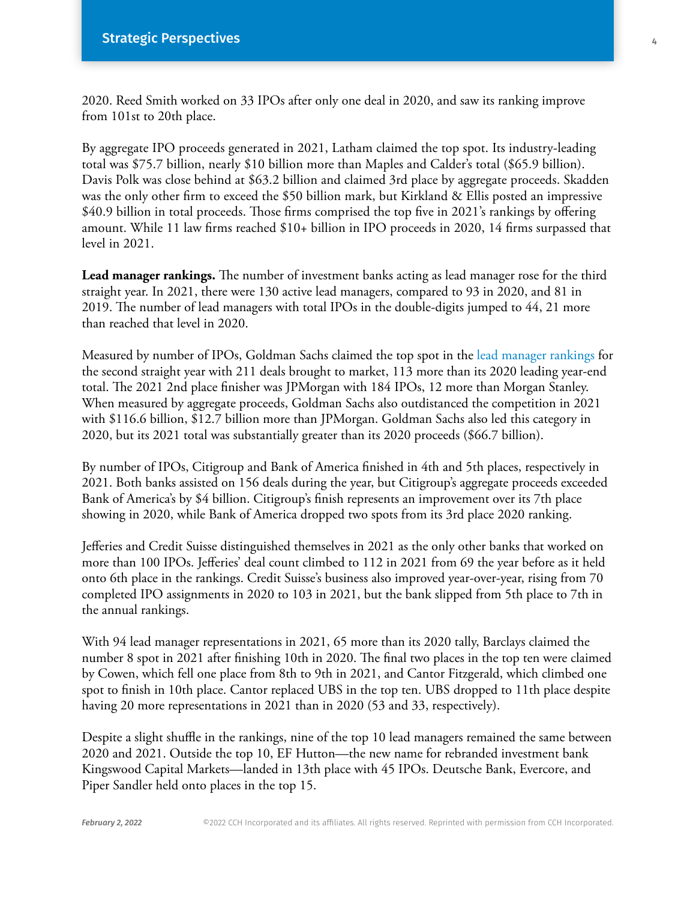2020. Reed Smith worked on 33 IPOs after only one deal in 2020, and saw its ranking improve from 101st to 20th place.

By aggregate IPO proceeds generated in 2021, Latham claimed the top spot. Its industry-leading total was $75.7 billion, nearly $10 billion more than Maples and Calder's total ($65.9 billion). Davis Polk was close behind at $63.2 billion and claimed 3rd place by aggregate proceeds. Skadden was the only other firm to exceed the $50 billion mark, but Kirkland & Ellis posted an impressive $40.9 billion in total proceeds. Those firms comprised the top five in 2021's rankings by offering amount. While 11 law firms reached $10+ billion in IPO proceeds in 2020, 14 firms surpassed that level in 2021.

**Lead manager rankings.** The number of investment banks acting as lead manager rose for the third straight year. In 2021, there were 130 active lead managers, compared to 93 in 2020, and 81 in 2019. The number of lead managers with total IPOs in the double-digits jumped to 44, 21 more than reached that level in 2020.

Measured by number of IPOs, Goldman Sachs claimed the top spot in the lead manager rankings for the second straight year with 211 deals brought to market, 113 more than its 2020 leading year-end total. The 2021 2nd place finisher was JPMorgan with 184 IPOs, 12 more than Morgan Stanley. When measured by aggregate proceeds, Goldman Sachs also outdistanced the competition in 2021 with $116.6 billion, $12.7 billion more than JPMorgan. Goldman Sachs also led this category in 2020, but its 2021 total was substantially greater than its 2020 proceeds ($66.7 billion).

By number of IPOs, Citigroup and Bank of America finished in 4th and 5th places, respectively in 2021. Both banks assisted on 156 deals during the year, but Citigroup's aggregate proceeds exceeded Bank of America's by $4 billion. Citigroup's finish represents an improvement over its 7th place showing in 2020, while Bank of America dropped two spots from its 3rd place 2020 ranking.

Jefferies and Credit Suisse distinguished themselves in 2021 as the only other banks that worked on more than 100 IPOs. Jefferies' deal count climbed to 112 in 2021 from 69 the year before as it held onto 6th place in the rankings. Credit Suisse's business also improved year-over-year, rising from 70 completed IPO assignments in 2020 to 103 in 2021, but the bank slipped from 5th place to 7th in the annual rankings.

With 94 lead manager representations in 2021, 65 more than its 2020 tally, Barclays claimed the number 8 spot in 2021 after finishing 10th in 2020. The final two places in the top ten were claimed by Cowen, which fell one place from 8th to 9th in 2021, and Cantor Fitzgerald, which climbed one spot to finish in 10th place. Cantor replaced UBS in the top ten. UBS dropped to 11th place despite having 20 more representations in 2021 than in 2020 (53 and 33, respectively).

Despite a slight shuffle in the rankings, nine of the top 10 lead managers remained the same between 2020 and 2021. Outside the top 10, EF Hutton—the new name for rebranded investment bank Kingswood Capital Markets—landed in 13th place with 45 IPOs. Deutsche Bank, Evercore, and Piper Sandler held onto places in the top 15.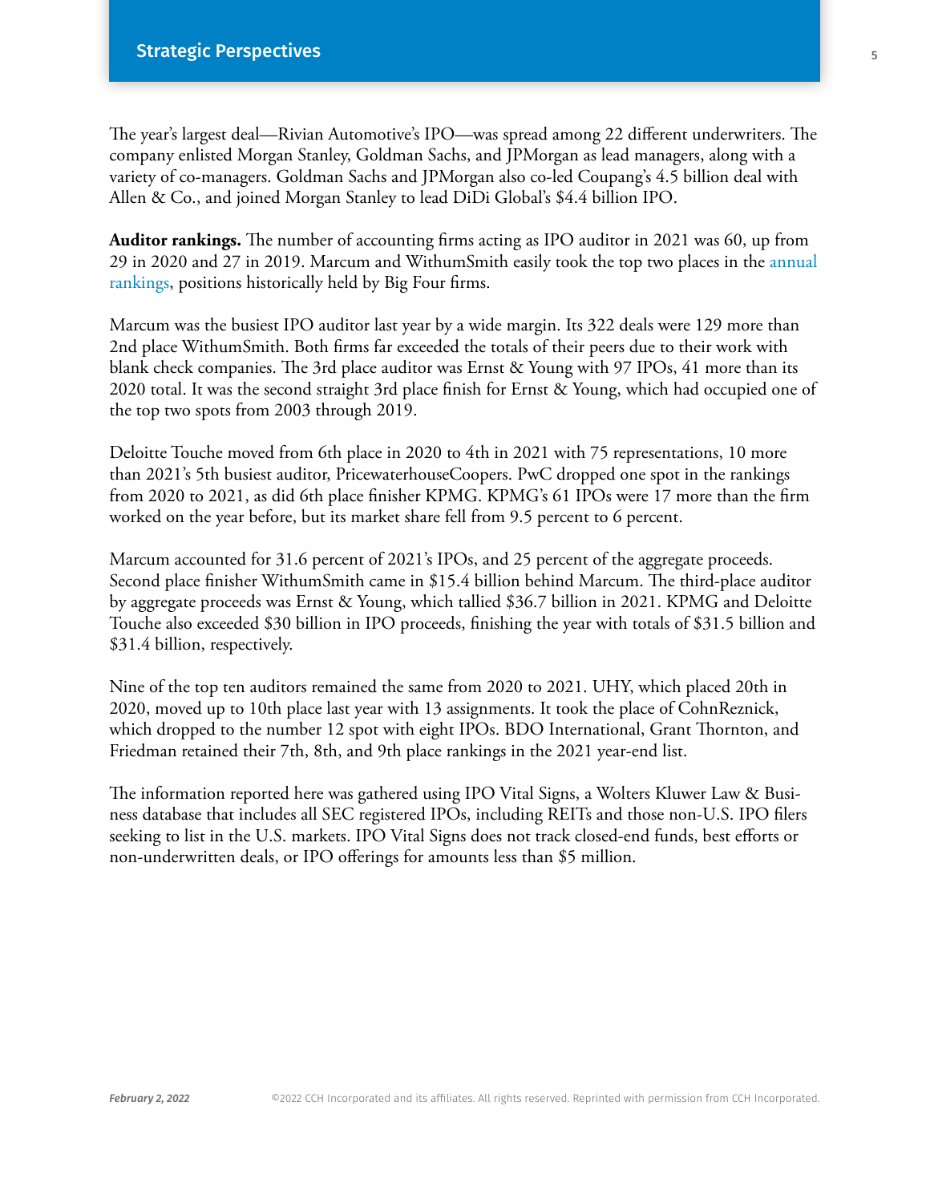The year's largest deal—Rivian Automotive's IPO—was spread among 22 different underwriters. The company enlisted Morgan Stanley, Goldman Sachs, and JPMorgan as lead managers, along with a variety of co-managers. Goldman Sachs and JPMorgan also co-led Coupang's 4.5 billion deal with Allen & Co., and joined Morgan Stanley to lead DiDi Global's $4.4 billion IPO.

**Auditor rankings.** The number of accounting firms acting as IPO auditor in 2021 was 60, up from 29 in 2020 and 27 in 2019. Marcum and WithumSmith easily took the top two places in the annual rankings, positions historically held by Big Four firms.

Marcum was the busiest IPO auditor last year by a wide margin. Its 322 deals were 129 more than 2nd place WithumSmith. Both firms far exceeded the totals of their peers due to their work with blank check companies. The 3rd place auditor was Ernst & Young with 97 IPOs, 41 more than its 2020 total. It was the second straight 3rd place finish for Ernst & Young, which had occupied one of the top two spots from 2003 through 2019.

Deloitte Touche moved from 6th place in 2020 to 4th in 2021 with 75 representations, 10 more than 2021's 5th busiest auditor, PricewaterhouseCoopers. PwC dropped one spot in the rankings from 2020 to 2021, as did 6th place finisher KPMG. KPMG's 61 IPOs were 17 more than the firm worked on the year before, but its market share fell from 9.5 percent to 6 percent.

Marcum accounted for 31.6 percent of 2021's IPOs, and 25 percent of the aggregate proceeds. Second place finisher WithumSmith came in $15.4 billion behind Marcum. The third-place auditor by aggregate proceeds was Ernst & Young, which tallied $36.7 billion in 2021. KPMG and Deloitte Touche also exceeded $30 billion in IPO proceeds, finishing the year with totals of $31.5 billion and $31.4 billion, respectively.

Nine of the top ten auditors remained the same from 2020 to 2021. UHY, which placed 20th in 2020, moved up to 10th place last year with 13 assignments. It took the place of CohnReznick, which dropped to the number 12 spot with eight IPOs. BDO International, Grant Thornton, and Friedman retained their 7th, 8th, and 9th place rankings in the 2021 year-end list.

The information reported here was gathered using IPO Vital Signs, a Wolters Kluwer Law & Business database that includes all SEC registered IPOs, including REITs and those non-U.S. IPO filers seeking to list in the U.S. markets. IPO Vital Signs does not track closed-end funds, best efforts or non-underwritten deals, or IPO offerings for amounts less than $5 million.